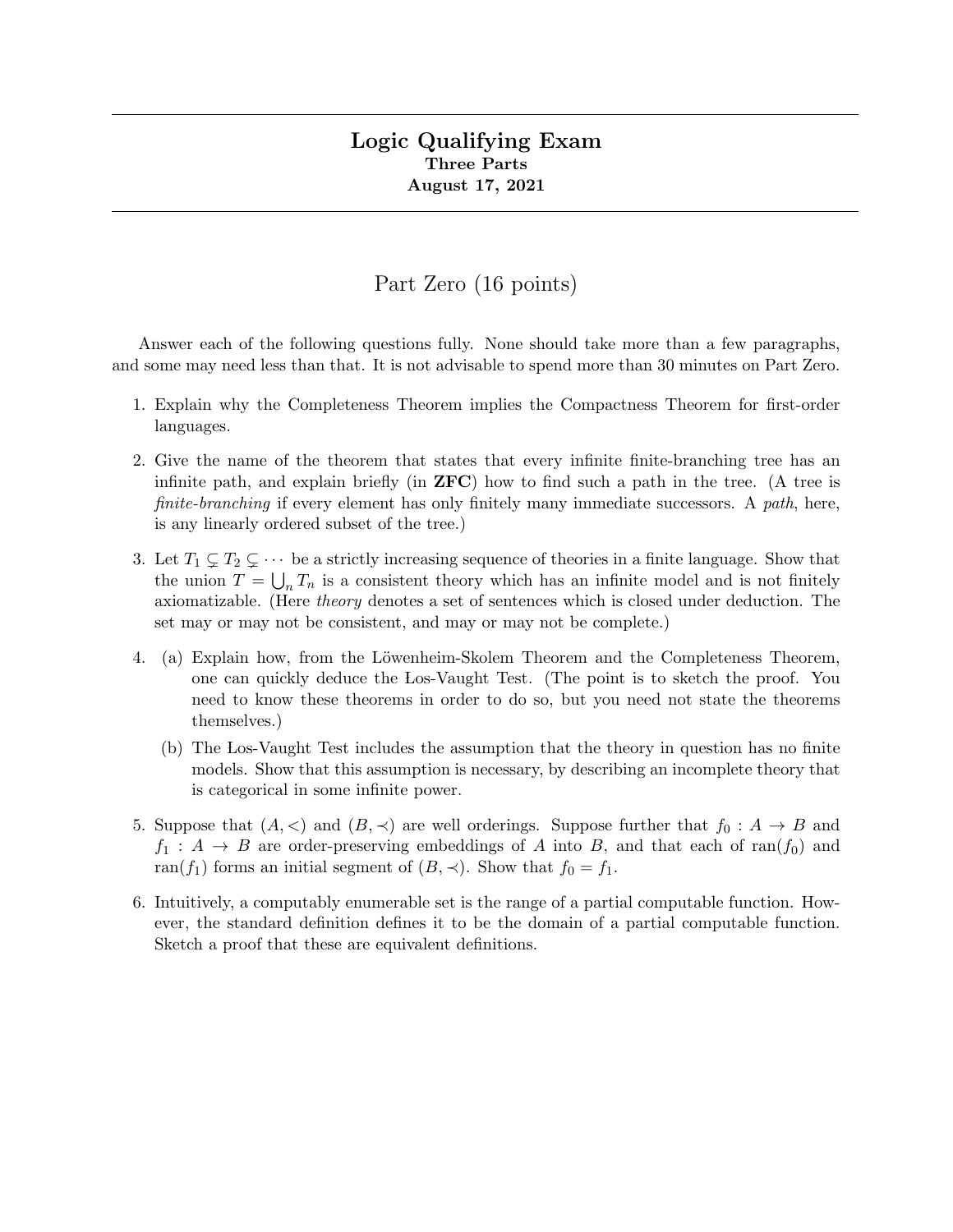# Logic Qualifying Exam

**Three Parts**

**August 17, 2021**

## Part Zero (16 points)

Answer each of the following questions fully. None should take more than a few paragraphs, and some may need less than that. It is not advisable to spend more than 30 minutes on Part Zero.

1. Explain why the Completeness Theorem implies the Compactness Theorem for first-order languages.

2. Give the name of the theorem that states that every infinite finite-branching tree has an infinite path, and explain briefly (in **ZFC**) how to find such a path in the tree. (A tree is *finite-branching* if every element has only finitely many immediate successors. A *path*, here, is any linearly ordered subset of the tree.)

3. Let $T_1 \subsetneq T_2 \subsetneq \cdots$ be a strictly increasing sequence of theories in a finite language. Show that the union $T = \bigcup_n T_n$ is a consistent theory which has an infinite model and is not finitely axiomatizable. (Here *theory* denotes a set of sentences which is closed under deduction. The set may or may not be consistent, and may or may not be complete.)

4. (a) Explain how, from the Löwenheim-Skolem Theorem and the Completeness Theorem, one can quickly deduce the Łos-Vaught Test. (The point is to sketch the proof. You need to know these theorems in order to do so, but you need not state the theorems themselves.)

   (b) The Łos-Vaught Test includes the assumption that the theory in question has no finite models. Show that this assumption is necessary, by describing an incomplete theory that is categorical in some infinite power.

5. Suppose that $(A, <)$ and $(B, \prec)$ are well orderings. Suppose further that $f_0 : A \to B$ and $f_1 : A \to B$ are order-preserving embeddings of $A$ into $B$, and that each of $\text{ran}(f_0)$ and $\text{ran}(f_1)$ forms an initial segment of $(B, \prec)$. Show that $f_0 = f_1$.

6. Intuitively, a computably enumerable set is the range of a partial computable function. However, the standard definition defines it to be the domain of a partial computable function. Sketch a proof that these are equivalent definitions.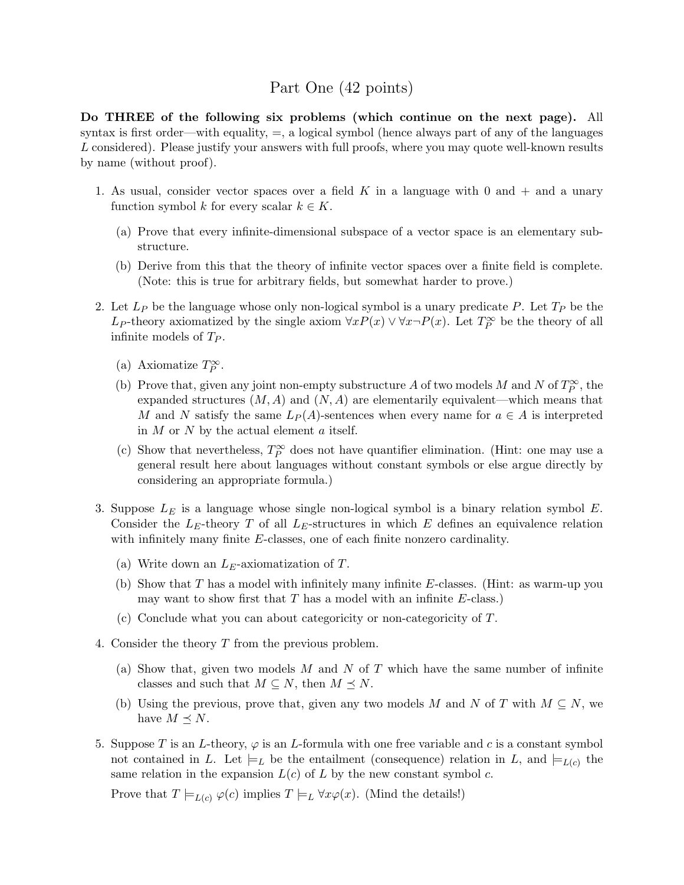# Part One (42 points)

**Do THREE of the following six problems (which continue on the next page).** All syntax is first order—with equality, $=$, a logical symbol (hence always part of any of the languages $L$ considered). Please justify your answers with full proofs, where you may quote well-known results by name (without proof).

1. As usual, consider vector spaces over a field $K$ in a language with $0$ and $+$ and a unary function symbol $k$ for every scalar $k \in K$.

   (a) Prove that every infinite-dimensional subspace of a vector space is an elementary substructure.

   (b) Derive from this that the theory of infinite vector spaces over a finite field is complete. (Note: this is true for arbitrary fields, but somewhat harder to prove.)

2. Let $L_P$ be the language whose only non-logical symbol is a unary predicate $P$. Let $T_P$ be the $L_P$-theory axiomatized by the single axiom $\forall x P(x) \vee \forall x \neg P(x)$. Let $T_P^\infty$ be the theory of all infinite models of $T_P$.

   (a) Axiomatize $T_P^\infty$.

   (b) Prove that, given any joint non-empty substructure $A$ of two models $M$ and $N$ of $T_P^\infty$, the expanded structures $(M, A)$ and $(N, A)$ are elementarily equivalent—which means that $M$ and $N$ satisfy the same $L_P(A)$-sentences when every name for $a \in A$ is interpreted in $M$ or $N$ by the actual element $a$ itself.

   (c) Show that nevertheless, $T_P^\infty$ does not have quantifier elimination. (Hint: one may use a general result here about languages without constant symbols or else argue directly by considering an appropriate formula.)

3. Suppose $L_E$ is a language whose single non-logical symbol is a binary relation symbol $E$. Consider the $L_E$-theory $T$ of all $L_E$-structures in which $E$ defines an equivalence relation with infinitely many finite $E$-classes, one of each finite nonzero cardinality.

   (a) Write down an $L_E$-axiomatization of $T$.

   (b) Show that $T$ has a model with infinitely many infinite $E$-classes. (Hint: as warm-up you may want to show first that $T$ has a model with an infinite $E$-class.)

   (c) Conclude what you can about categoricity or non-categoricity of $T$.

4. Consider the theory $T$ from the previous problem.

   (a) Show that, given two models $M$ and $N$ of $T$ which have the same number of infinite classes and such that $M \subseteq N$, then $M \preceq N$.

   (b) Using the previous, prove that, given any two models $M$ and $N$ of $T$ with $M \subseteq N$, we have $M \preceq N$.

5. Suppose $T$ is an $L$-theory, $\varphi$ is an $L$-formula with one free variable and $c$ is a constant symbol not contained in $L$. Let $\models_L$ be the entailment (consequence) relation in $L$, and $\models_{L(c)}$ the same relation in the expansion $L(c)$ of $L$ by the new constant symbol $c$.

   Prove that $T \models_{L(c)} \varphi(c)$ implies $T \models_L \forall x \varphi(x)$. (Mind the details!)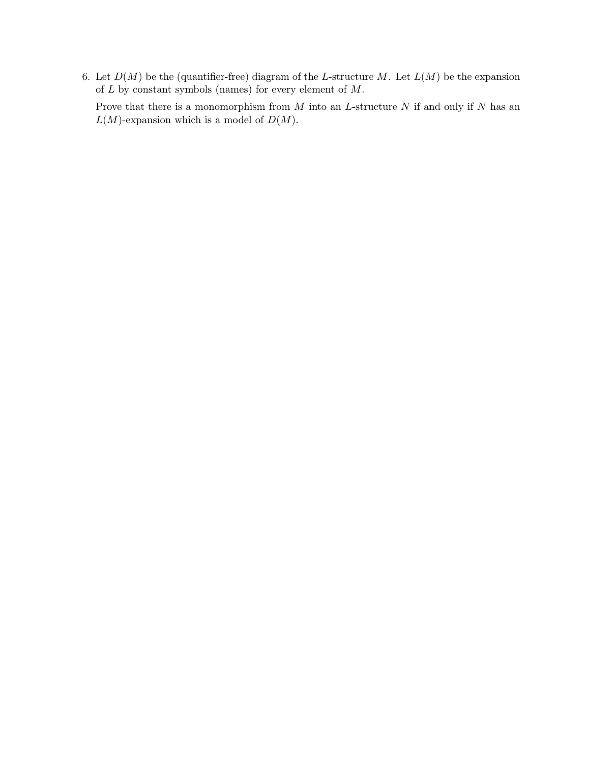6. Let $D(M)$ be the (quantifier-free) diagram of the $L$-structure $M$. Let $L(M)$ be the expansion of $L$ by constant symbols (names) for every element of $M$.

   Prove that there is a monomorphism from $M$ into an $L$-structure $N$ if and only if $N$ has an $L(M)$-expansion which is a model of $D(M)$.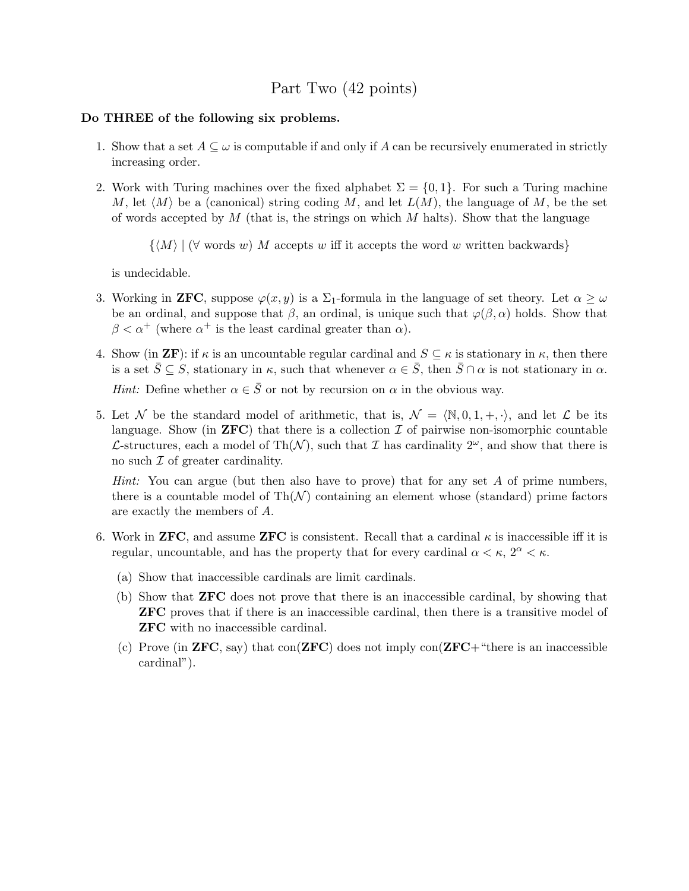# Part Two (42 points)

**Do THREE of the following six problems.**

1. Show that a set $A \subseteq \omega$ is computable if and only if $A$ can be recursively enumerated in strictly increasing order.

2. Work with Turing machines over the fixed alphabet $\Sigma = \{0, 1\}$. For such a Turing machine $M$, let $\langle M \rangle$ be a (canonical) string coding $M$, and let $L(M)$, the language of $M$, be the set of words accepted by $M$ (that is, the strings on which $M$ halts). Show that the language

   $$\{\langle M \rangle \mid (\forall \text{ words } w)\ M \text{ accepts } w \text{ iff it accepts the word } w \text{ written backwards}\}$$

   is undecidable.

3. Working in **ZFC**, suppose $\varphi(x, y)$ is a $\Sigma_1$-formula in the language of set theory. Let $\alpha \geq \omega$ be an ordinal, and suppose that $\beta$, an ordinal, is unique such that $\varphi(\beta, \alpha)$ holds. Show that $\beta < \alpha^+$ (where $\alpha^+$ is the least cardinal greater than $\alpha$).

4. Show (in **ZF**): if $\kappa$ is an uncountable regular cardinal and $S \subseteq \kappa$ is stationary in $\kappa$, then there is a set $\bar{S} \subseteq S$, stationary in $\kappa$, such that whenever $\alpha \in \bar{S}$, then $\bar{S} \cap \alpha$ is not stationary in $\alpha$.

   *Hint:* Define whether $\alpha \in \bar{S}$ or not by recursion on $\alpha$ in the obvious way.

5. Let $\mathcal{N}$ be the standard model of arithmetic, that is, $\mathcal{N} = \langle \mathbb{N}, 0, 1, +, \cdot \rangle$, and let $\mathcal{L}$ be its language. Show (in **ZFC**) that there is a collection $\mathcal{I}$ of pairwise non-isomorphic countable $\mathcal{L}$-structures, each a model of $\text{Th}(\mathcal{N})$, such that $\mathcal{I}$ has cardinality $2^\omega$, and show that there is no such $\mathcal{I}$ of greater cardinality.

   *Hint:* You can argue (but then also have to prove) that for any set $A$ of prime numbers, there is a countable model of $\text{Th}(\mathcal{N})$ containing an element whose (standard) prime factors are exactly the members of $A$.

6. Work in **ZFC**, and assume **ZFC** is consistent. Recall that a cardinal $\kappa$ is inaccessible iff it is regular, uncountable, and has the property that for every cardinal $\alpha < \kappa$, $2^\alpha < \kappa$.

   (a) Show that inaccessible cardinals are limit cardinals.

   (b) Show that **ZFC** does not prove that there is an inaccessible cardinal, by showing that **ZFC** proves that if there is an inaccessible cardinal, then there is a transitive model of **ZFC** with no inaccessible cardinal.

   (c) Prove (in **ZFC**, say) that con(**ZFC**) does not imply con(**ZFC**+"there is an inaccessible cardinal").